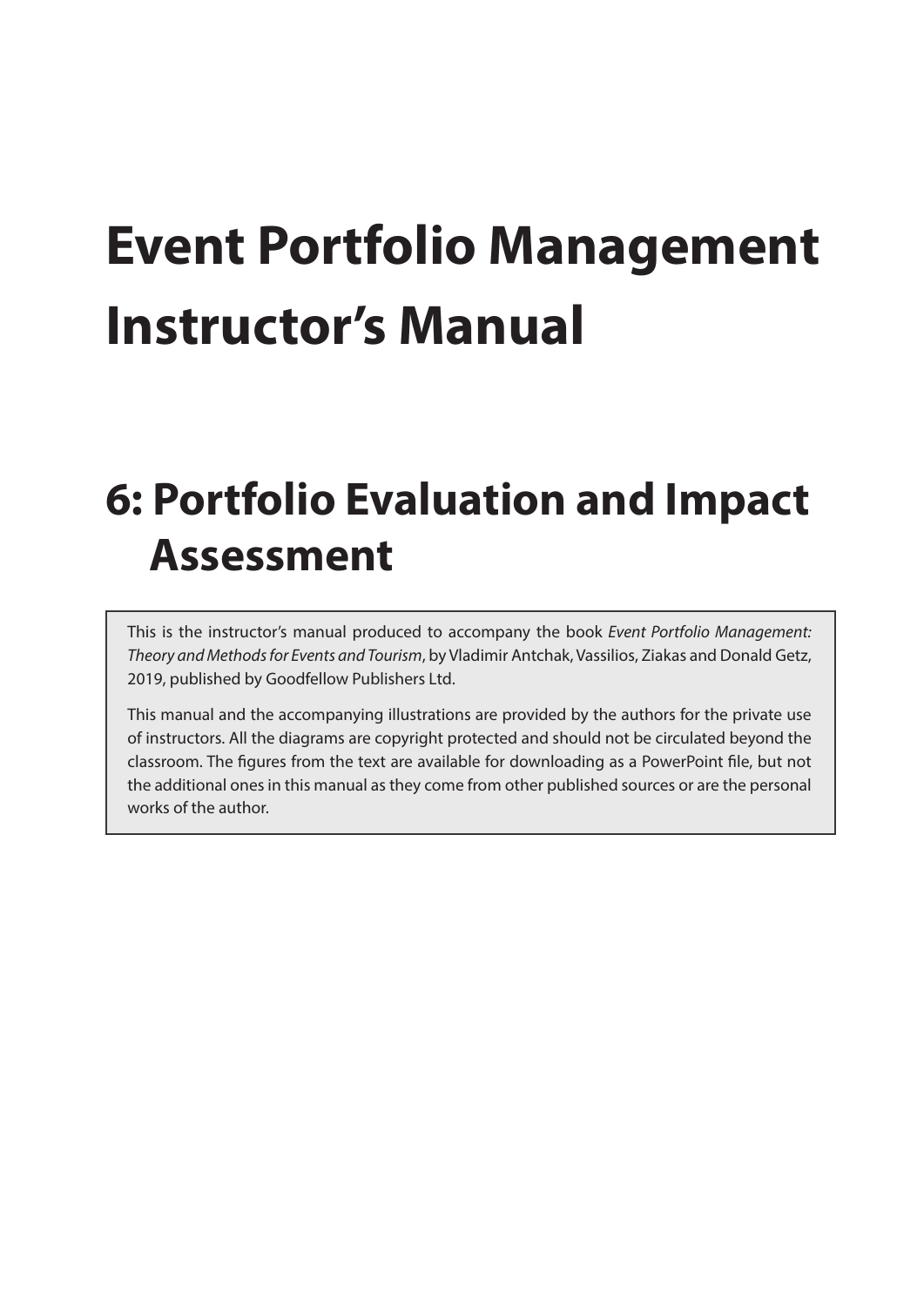# Event Portfolio Management Instructor's Manual

## 6: Portfolio Evaluation and Impact Assessment

This is the instructor's manual produced to accompany the book *Event Portfolio Management: Theory and Methods for Events and Tourism*, by Vladimir Antchak, Vassilios, Ziakas and Donald Getz, 2019, published by Goodfellow Publishers Ltd.

This manual and the accompanying illustrations are provided by the authors for the private use of instructors. All the diagrams are copyright protected and should not be circulated beyond the classroom. The figures from the text are available for downloading as a PowerPoint file, but not the additional ones in this manual as they come from other published sources or are the personal works of the author.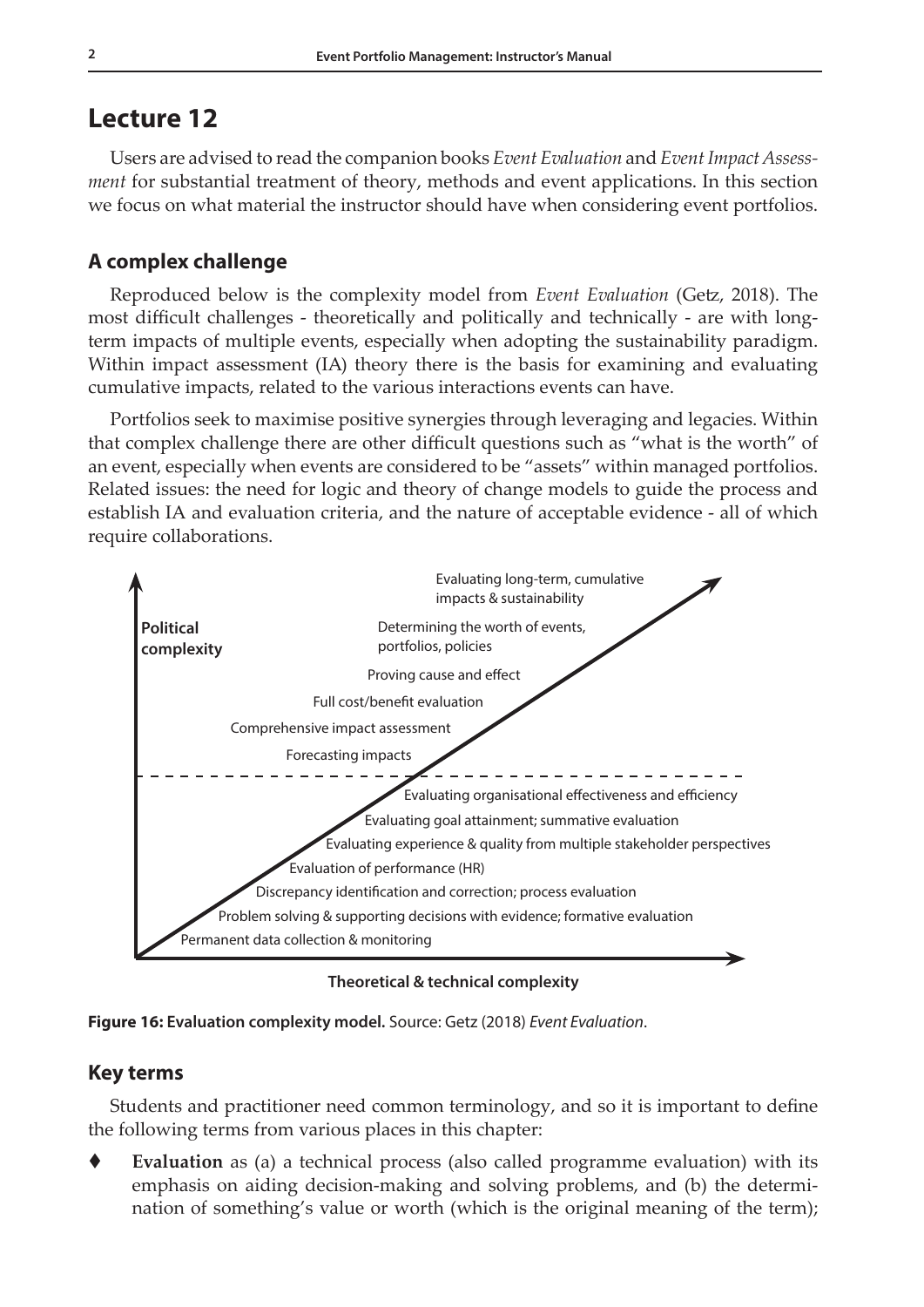# Lecture 12

Users are advised to read the companion books *Event Evaluation* and *Event Impact Assessment* for substantial treatment of theory, methods and event applications. In this section we focus on what material the instructor should have when considering event portfolios.

## A complex challenge

Reproduced below is the complexity model from *Event Evaluation* (Getz, 2018). The most difficult challenges - theoretically and politically and technically - are with long-term impacts of multiple events, especially when adopting the sustainability paradigm. Within impact assessment (IA) theory there is the basis for examining and evaluating cumulative impacts, related to the various interactions events can have.

Portfolios seek to maximise positive synergies through leveraging and legacies. Within that complex challenge there are other difficult questions such as "what is the worth" of an event, especially when events are considered to be "assets" within managed portfolios. Related issues: the need for logic and theory of change models to guide the process and establish IA and evaluation criteria, and the nature of acceptable evidence - all of which require collaborations.

Political complexity

Evaluating long-term, cumulative impacts & sustainability

Determining the worth of events, portfolios, policies

Proving cause and effect

Full cost/benefit evaluation

Comprehensive impact assessment

Forecasting impacts

Evaluating organisational effectiveness and efficiency

Evaluating goal attainment; summative evaluation

Evaluating experience & quality from multiple stakeholder perspectives

Evaluation of performance (HR)

Discrepancy identification and correction; process evaluation

Problem solving & supporting decisions with evidence; formative evaluation

Permanent data collection & monitoring

Theoretical & technical complexity

**Figure 16: Evaluation complexity model.** Source: Getz (2018) *Event Evaluation*.

## Key terms

Students and practitioner need common terminology, and so it is important to define the following terms from various places in this chapter:

- **Evaluation** as (a) a technical process (also called programme evaluation) with its emphasis on aiding decision-making and solving problems, and (b) the determination of something's value or worth (which is the original meaning of the term);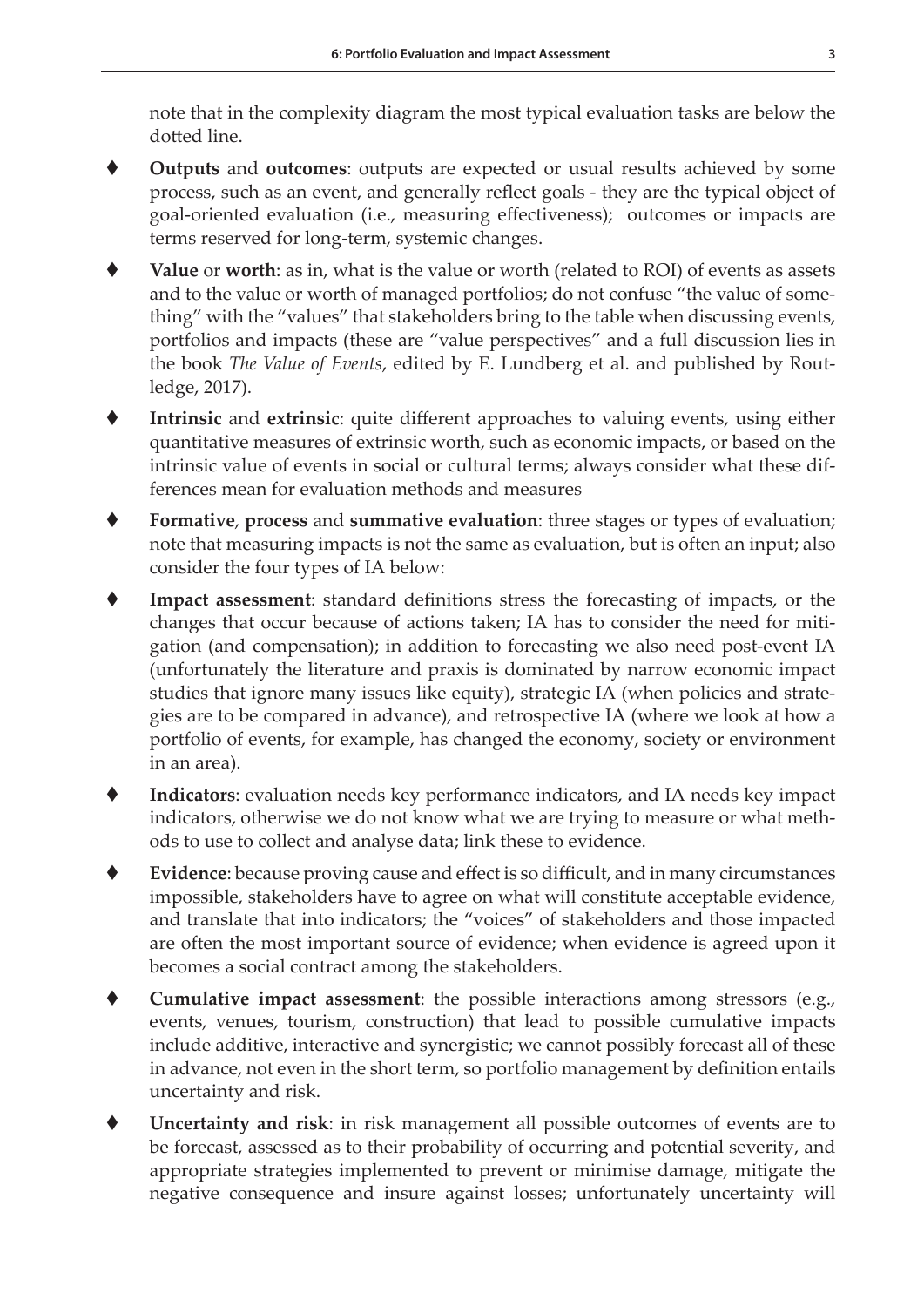note that in the complexity diagram the most typical evaluation tasks are below the dotted line.

- **Outputs** and **outcomes**: outputs are expected or usual results achieved by some process, such as an event, and generally reflect goals - they are the typical object of goal-oriented evaluation (i.e., measuring effectiveness); outcomes or impacts are terms reserved for long-term, systemic changes.
- **Value** or **worth**: as in, what is the value or worth (related to ROI) of events as assets and to the value or worth of managed portfolios; do not confuse "the value of something" with the "values" that stakeholders bring to the table when discussing events, portfolios and impacts (these are "value perspectives" and a full discussion lies in the book *The Value of Events*, edited by E. Lundberg et al. and published by Routledge, 2017).
- **Intrinsic** and **extrinsic**: quite different approaches to valuing events, using either quantitative measures of extrinsic worth, such as economic impacts, or based on the intrinsic value of events in social or cultural terms; always consider what these differences mean for evaluation methods and measures
- **Formative**, **process** and **summative evaluation**: three stages or types of evaluation; note that measuring impacts is not the same as evaluation, but is often an input; also consider the four types of IA below:
- **Impact assessment**: standard definitions stress the forecasting of impacts, or the changes that occur because of actions taken; IA has to consider the need for mitigation (and compensation); in addition to forecasting we also need post-event IA (unfortunately the literature and praxis is dominated by narrow economic impact studies that ignore many issues like equity), strategic IA (when policies and strategies are to be compared in advance), and retrospective IA (where we look at how a portfolio of events, for example, has changed the economy, society or environment in an area).
- **Indicators**: evaluation needs key performance indicators, and IA needs key impact indicators, otherwise we do not know what we are trying to measure or what methods to use to collect and analyse data; link these to evidence.
- **Evidence**: because proving cause and effect is so difficult, and in many circumstances impossible, stakeholders have to agree on what will constitute acceptable evidence, and translate that into indicators; the "voices" of stakeholders and those impacted are often the most important source of evidence; when evidence is agreed upon it becomes a social contract among the stakeholders.
- **Cumulative impact assessment**: the possible interactions among stressors (e.g., events, venues, tourism, construction) that lead to possible cumulative impacts include additive, interactive and synergistic; we cannot possibly forecast all of these in advance, not even in the short term, so portfolio management by definition entails uncertainty and risk.
- **Uncertainty and risk**: in risk management all possible outcomes of events are to be forecast, assessed as to their probability of occurring and potential severity, and appropriate strategies implemented to prevent or minimise damage, mitigate the negative consequence and insure against losses; unfortunately uncertainty will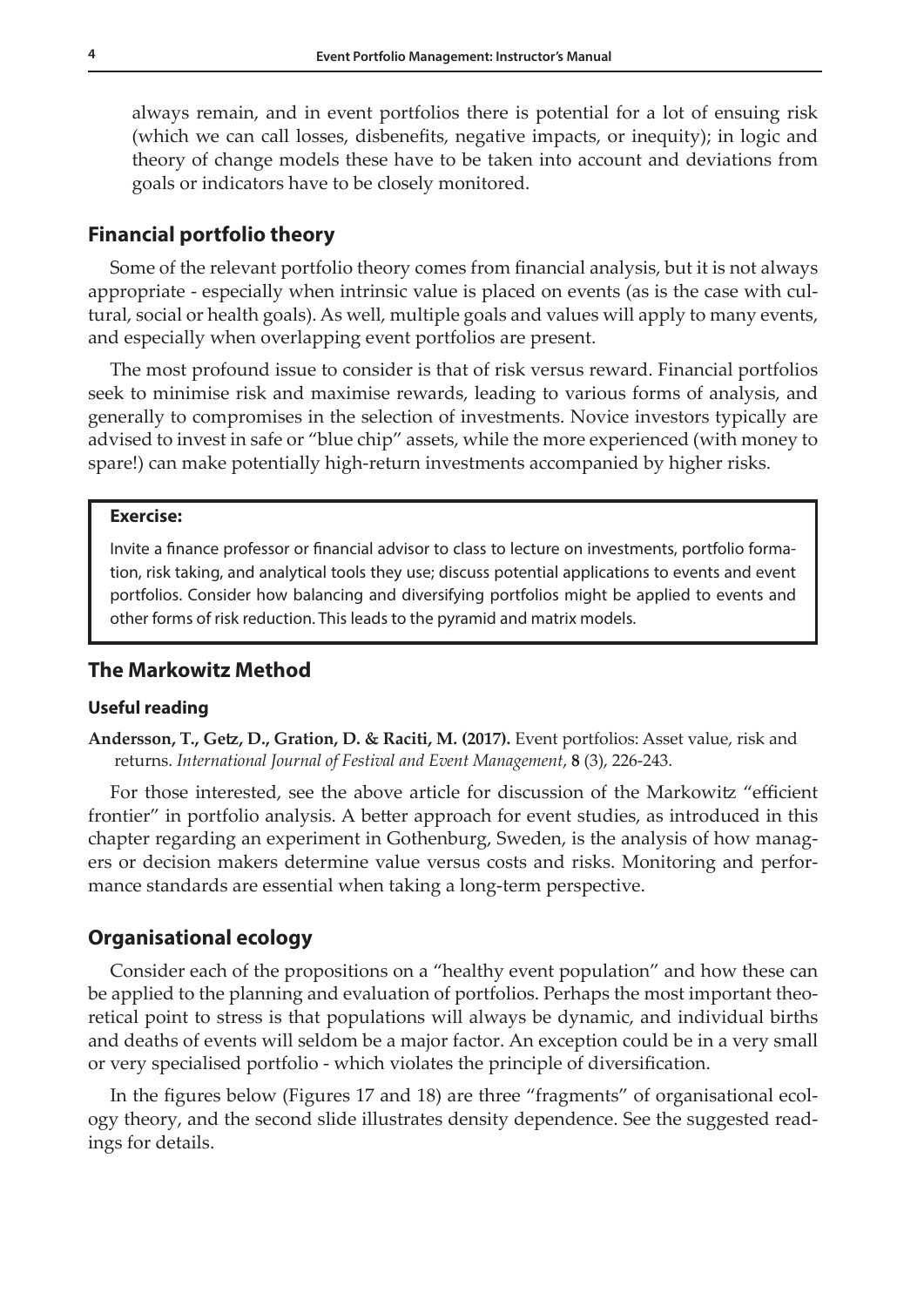always remain, and in event portfolios there is potential for a lot of ensuing risk (which we can call losses, disbenefits, negative impacts, or inequity); in logic and theory of change models these have to be taken into account and deviations from goals or indicators have to be closely monitored.

## Financial portfolio theory

Some of the relevant portfolio theory comes from financial analysis, but it is not always appropriate - especially when intrinsic value is placed on events (as is the case with cultural, social or health goals). As well, multiple goals and values will apply to many events, and especially when overlapping event portfolios are present.

The most profound issue to consider is that of risk versus reward. Financial portfolios seek to minimise risk and maximise rewards, leading to various forms of analysis, and generally to compromises in the selection of investments. Novice investors typically are advised to invest in safe or "blue chip" assets, while the more experienced (with money to spare!) can make potentially high-return investments accompanied by higher risks.

> **Exercise:**
>
> Invite a finance professor or financial advisor to class to lecture on investments, portfolio formation, risk taking, and analytical tools they use; discuss potential applications to events and event portfolios. Consider how balancing and diversifying portfolios might be applied to events and other forms of risk reduction. This leads to the pyramid and matrix models.

## The Markowitz Method

### Useful reading

**Andersson, T., Getz, D., Gration, D. & Raciti, M. (2017).** Event portfolios: Asset value, risk and returns. *International Journal of Festival and Event Management*, **8** (3), 226-243.

For those interested, see the above article for discussion of the Markowitz "efficient frontier" in portfolio analysis. A better approach for event studies, as introduced in this chapter regarding an experiment in Gothenburg, Sweden, is the analysis of how managers or decision makers determine value versus costs and risks. Monitoring and performance standards are essential when taking a long-term perspective.

## Organisational ecology

Consider each of the propositions on a "healthy event population" and how these can be applied to the planning and evaluation of portfolios. Perhaps the most important theoretical point to stress is that populations will always be dynamic, and individual births and deaths of events will seldom be a major factor. An exception could be in a very small or very specialised portfolio - which violates the principle of diversification.

In the figures below (Figures 17 and 18) are three "fragments" of organisational ecology theory, and the second slide illustrates density dependence. See the suggested readings for details.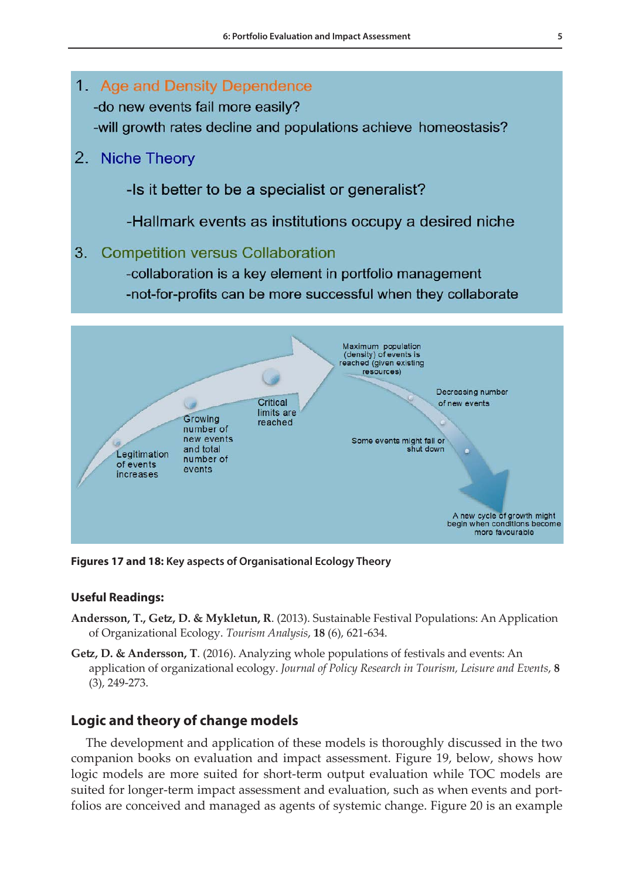1. Age and Density Dependence

   -do new events fail more easily?

   -will growth rates decline and populations achieve homeostasis?

2. Niche Theory

   -Is it better to be a specialist or generalist?

   -Hallmark events as institutions occupy a desired niche

3. Competition versus Collaboration

   -collaboration is a key element in portfolio management

   -not-for-profits can be more successful when they collaborate

Legitimation of events increases

Growing number of new events and total number of events

Critical limits are reached

Maximum population (density) of events is reached (given existing resources)

Decreasing number of new events

Some events might fail or shut down

A new cycle of growth might begin when conditions become more favourable

**Figures 17 and 18: Key aspects of Organisational Ecology Theory**

#### Useful Readings:

**Andersson, T., Getz, D. & Mykletun, R.** (2013). Sustainable Festival Populations: An Application of Organizational Ecology. *Tourism Analysis*, **18** (6), 621-634.

**Getz, D. & Andersson, T**. (2016). Analyzing whole populations of festivals and events: An application of organizational ecology. *Journal of Policy Research in Tourism, Leisure and Events*, **8** (3), 249-273.

## Logic and theory of change models

The development and application of these models is thoroughly discussed in the two companion books on evaluation and impact assessment. Figure 19, below, shows how logic models are more suited for short-term output evaluation while TOC models are suited for longer-term impact assessment and evaluation, such as when events and portfolios are conceived and managed as agents of systemic change. Figure 20 is an example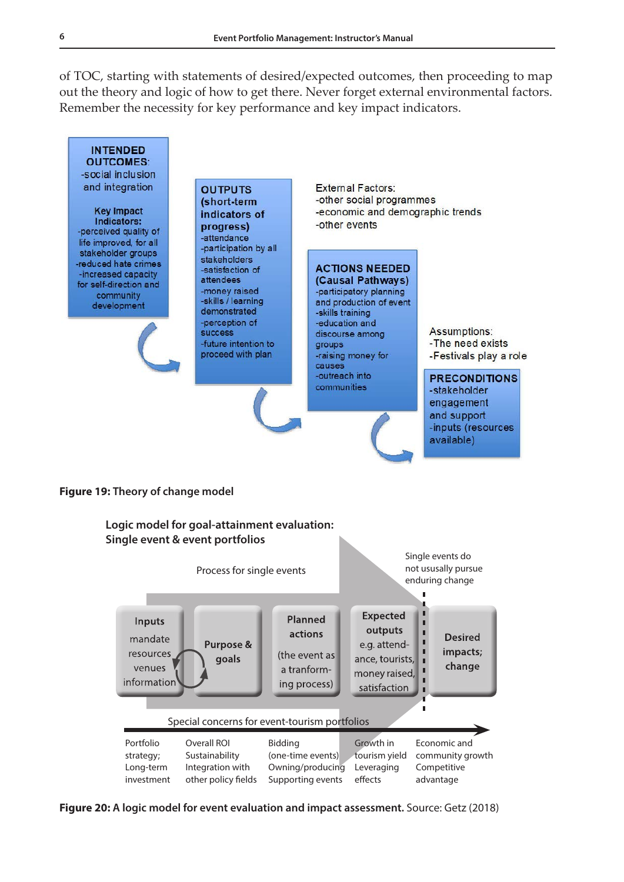of TOC, starting with statements of desired/expected outcomes, then proceeding to map out the theory and logic of how to get there. Never forget external environmental factors. Remember the necessity for key performance and key impact indicators.

**INTENDED OUTCOMES**:
-social inclusion and integration

**Key Impact Indicators:**
-perceived quality of life improved, for all stakeholder groups
-reduced hate crimes
-increased capacity for self-direction and community development

**OUTPUTS (short-term indicators of progress)**
-attendance
-participation by all stakeholders
-satisfaction of attendees
-money raised
-skills / learning demonstrated
-perception of success
-future intention to proceed with plan

External Factors:
-other social programmes
-economic and demographic trends
-other events

**ACTIONS NEEDED (Causal Pathways)**
-participatory planning and production of event
-skills training
-education and discourse among groups
-raising money for causes
-outreach into communities

Assumptions:
-The need exists
-Festivals play a role

**PRECONDITIONS**
-stakeholder engagement and support
-inputs (resources available)

**Figure 19: Theory of change model**

**Logic model for goal-attainment evaluation: Single event & event portfolios**

Process for single events

Single events do not ususally pursue enduring change

| Inputs | Purpose & goals | Planned actions | Expected outputs | Desired impacts; change |
|---|---|---|---|---|
| mandate resources venues information | | (the event as a tranformation process) | e.g. attendance, tourists, money raised, satisfaction | |

Special concerns for event-tourism portfolios

| Portfolio strategy; Long-term investment | Overall ROI Sustainability Integration with other policy fields | Bidding (one-time events) Owning/producing Supporting events | Growth in tourism yield Leveraging effects | Economic and community growth Competitive advantage |
|---|---|---|---|---|

**Figure 20: A logic model for event evaluation and impact assessment.** Source: Getz (2018)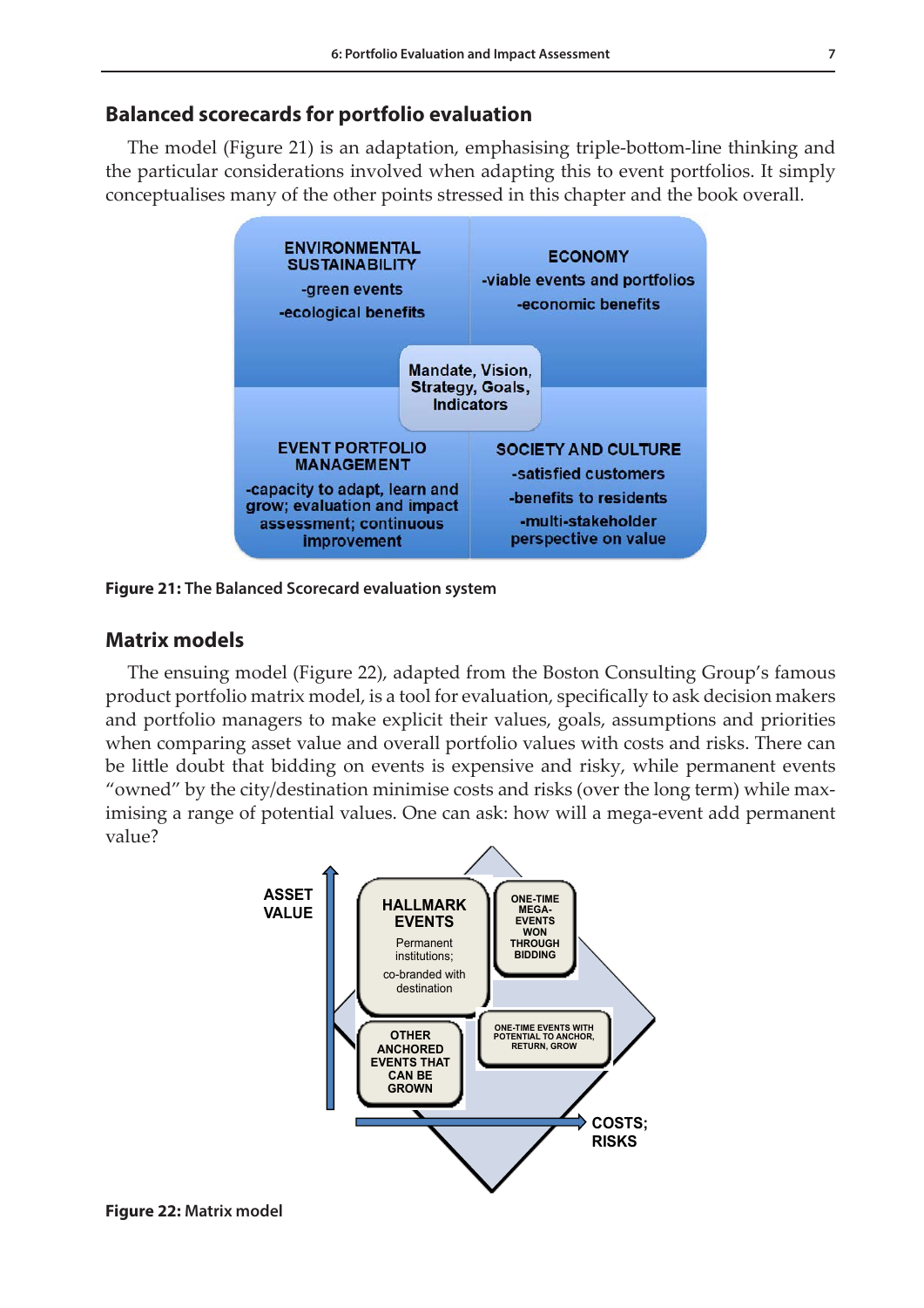## Balanced scorecards for portfolio evaluation

The model (Figure 21) is an adaptation, emphasising triple-bottom-line thinking and the particular considerations involved when adapting this to event portfolios. It simply conceptualises many of the other points stressed in this chapter and the book overall.

ENVIRONMENTAL SUSTAINABILITY
-green events
-ecological benefits

ECONOMY
-viable events and portfolios
-economic benefits

Mandate, Vision, Strategy, Goals, Indicators

EVENT PORTFOLIO MANAGEMENT
-capacity to adapt, learn and grow; evaluation and impact assessment; continuous improvement

SOCIETY AND CULTURE
-satisfied customers
-benefits to residents
-multi-stakeholder perspective on value

**Figure 21:** The Balanced Scorecard evaluation system

## Matrix models

The ensuing model (Figure 22), adapted from the Boston Consulting Group's famous product portfolio matrix model, is a tool for evaluation, specifically to ask decision makers and portfolio managers to make explicit their values, goals, assumptions and priorities when comparing asset value and overall portfolio values with costs and risks. There can be little doubt that bidding on events is expensive and risky, while permanent events "owned" by the city/destination minimise costs and risks (over the long term) while maximising a range of potential values. One can ask: how will a mega-event add permanent value?

ASSET VALUE

HALLMARK EVENTS
Permanent institutions;
co-branded with destination

ONE-TIME MEGA-EVENTS WON THROUGH BIDDING

OTHER ANCHORED EVENTS THAT CAN BE GROWN

ONE-TIME EVENTS WITH POTENTIAL TO ANCHOR, RETURN, GROW

COSTS; RISKS

**Figure 22:** Matrix model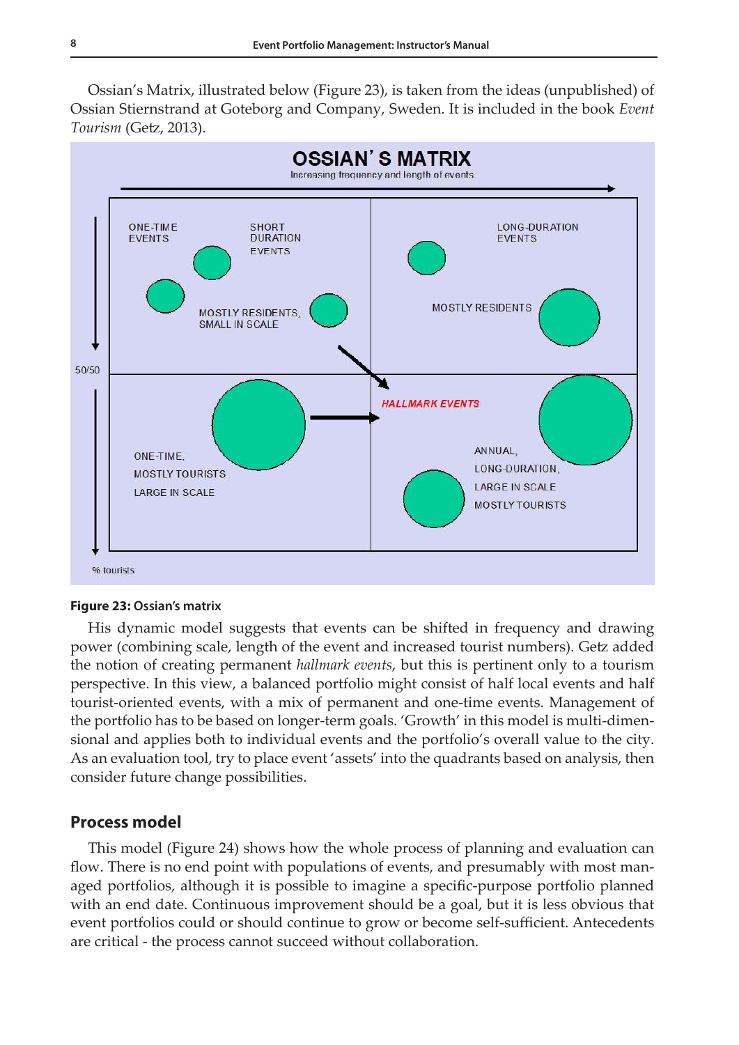Ossian's Matrix, illustrated below (Figure 23), is taken from the ideas (unpublished) of Ossian Stiernstrand at Goteborg and Company, Sweden. It is included in the book *Event Tourism* (Getz, 2013).

**Figure 23: Ossian's matrix**

His dynamic model suggests that events can be shifted in frequency and drawing power (combining scale, length of the event and increased tourist numbers). Getz added the notion of creating permanent *hallmark events*, but this is pertinent only to a tourism perspective. In this view, a balanced portfolio might consist of half local events and half tourist-oriented events, with a mix of permanent and one-time events. Management of the portfolio has to be based on longer-term goals. 'Growth' in this model is multi-dimensional and applies both to individual events and the portfolio's overall value to the city. As an evaluation tool, try to place event 'assets' into the quadrants based on analysis, then consider future change possibilities.

## Process model

This model (Figure 24) shows how the whole process of planning and evaluation can flow. There is no end point with populations of events, and presumably with most managed portfolios, although it is possible to imagine a specific-purpose portfolio planned with an end date. Continuous improvement should be a goal, but it is less obvious that event portfolios could or should continue to grow or become self-sufficient. Antecedents are critical - the process cannot succeed without collaboration.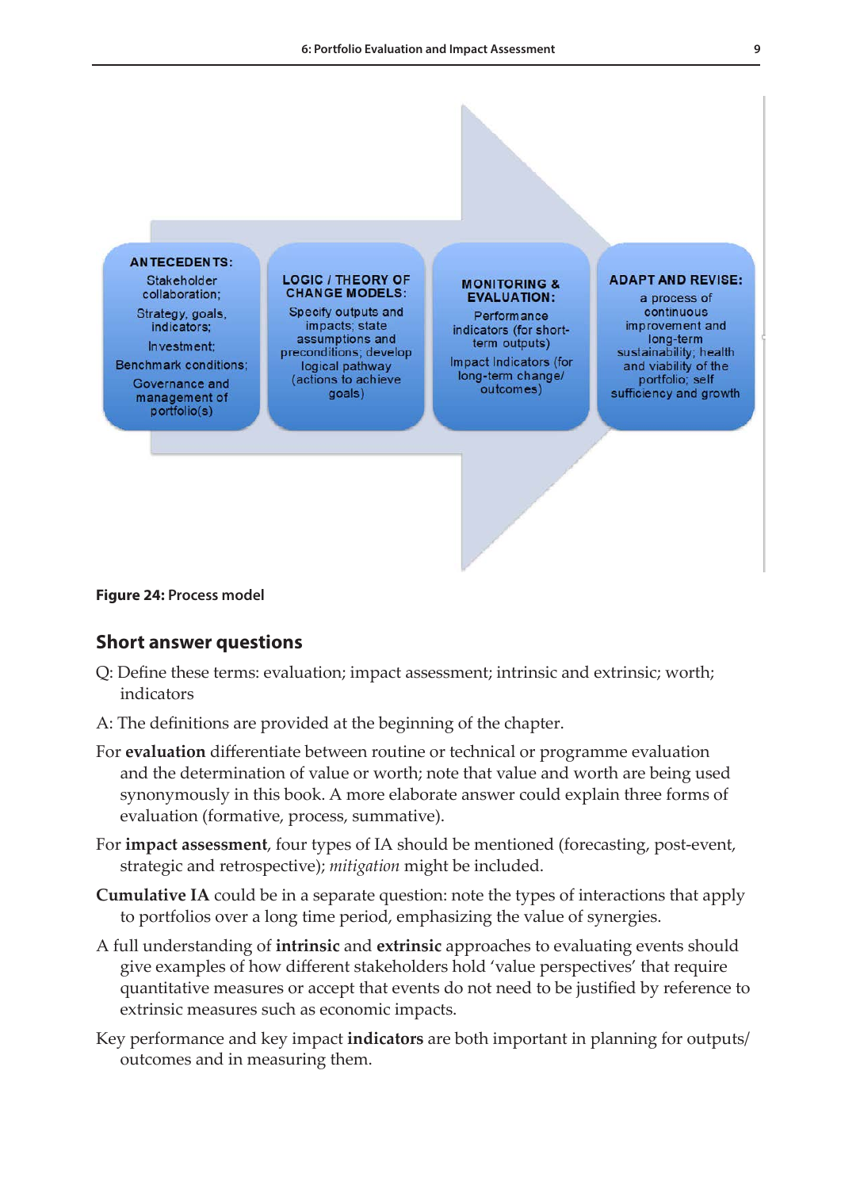**ANTECEDENTS:**
Stakeholder collaboration;
Strategy, goals, indicators;
Investment;
Benchmark conditions;
Governance and management of portfolio(s)

**LOGIC / THEORY OF CHANGE MODELS:**
Specify outputs and impacts; state assumptions and preconditions; develop logical pathway (actions to achieve goals)

**MONITORING & EVALUATION:**
Performance indicators (for short-term outputs)
Impact Indicators (for long-term change/ outcomes)

**ADAPT AND REVISE:**
a process of continuous improvement and long-term sustainability; health and viability of the portfolio; self sufficiency and growth

**Figure 24:** Process model

## Short answer questions

Q: Define these terms: evaluation; impact assessment; intrinsic and extrinsic; worth; indicators

A: The definitions are provided at the beginning of the chapter.

For **evaluation** differentiate between routine or technical or programme evaluation and the determination of value or worth; note that value and worth are being used synonymously in this book. A more elaborate answer could explain three forms of evaluation (formative, process, summative).

For **impact assessment**, four types of IA should be mentioned (forecasting, post-event, strategic and retrospective); *mitigation* might be included.

**Cumulative IA** could be in a separate question: note the types of interactions that apply to portfolios over a long time period, emphasizing the value of synergies.

A full understanding of **intrinsic** and **extrinsic** approaches to evaluating events should give examples of how different stakeholders hold 'value perspectives' that require quantitative measures or accept that events do not need to be justified by reference to extrinsic measures such as economic impacts.

Key performance and key impact **indicators** are both important in planning for outputs/ outcomes and in measuring them.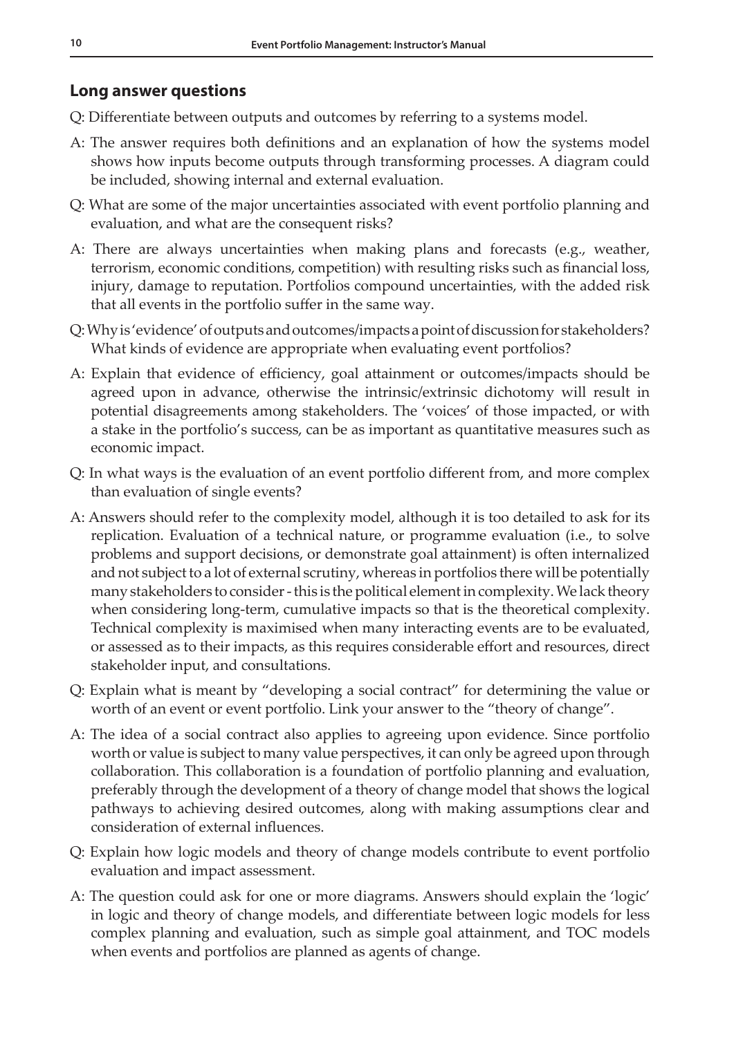## Long answer questions

Q: Differentiate between outputs and outcomes by referring to a systems model.

A: The answer requires both definitions and an explanation of how the systems model shows how inputs become outputs through transforming processes. A diagram could be included, showing internal and external evaluation.

Q: What are some of the major uncertainties associated with event portfolio planning and evaluation, and what are the consequent risks?

A: There are always uncertainties when making plans and forecasts (e.g., weather, terrorism, economic conditions, competition) with resulting risks such as financial loss, injury, damage to reputation. Portfolios compound uncertainties, with the added risk that all events in the portfolio suffer in the same way.

Q: Why is 'evidence' of outputs and outcomes/impacts a point of discussion for stakeholders? What kinds of evidence are appropriate when evaluating event portfolios?

A: Explain that evidence of efficiency, goal attainment or outcomes/impacts should be agreed upon in advance, otherwise the intrinsic/extrinsic dichotomy will result in potential disagreements among stakeholders. The 'voices' of those impacted, or with a stake in the portfolio's success, can be as important as quantitative measures such as economic impact.

Q: In what ways is the evaluation of an event portfolio different from, and more complex than evaluation of single events?

A: Answers should refer to the complexity model, although it is too detailed to ask for its replication. Evaluation of a technical nature, or programme evaluation (i.e., to solve problems and support decisions, or demonstrate goal attainment) is often internalized and not subject to a lot of external scrutiny, whereas in portfolios there will be potentially many stakeholders to consider - this is the political element in complexity. We lack theory when considering long-term, cumulative impacts so that is the theoretical complexity. Technical complexity is maximised when many interacting events are to be evaluated, or assessed as to their impacts, as this requires considerable effort and resources, direct stakeholder input, and consultations.

Q: Explain what is meant by "developing a social contract" for determining the value or worth of an event or event portfolio. Link your answer to the "theory of change".

A: The idea of a social contract also applies to agreeing upon evidence. Since portfolio worth or value is subject to many value perspectives, it can only be agreed upon through collaboration. This collaboration is a foundation of portfolio planning and evaluation, preferably through the development of a theory of change model that shows the logical pathways to achieving desired outcomes, along with making assumptions clear and consideration of external influences.

Q: Explain how logic models and theory of change models contribute to event portfolio evaluation and impact assessment.

A: The question could ask for one or more diagrams. Answers should explain the 'logic' in logic and theory of change models, and differentiate between logic models for less complex planning and evaluation, such as simple goal attainment, and TOC models when events and portfolios are planned as agents of change.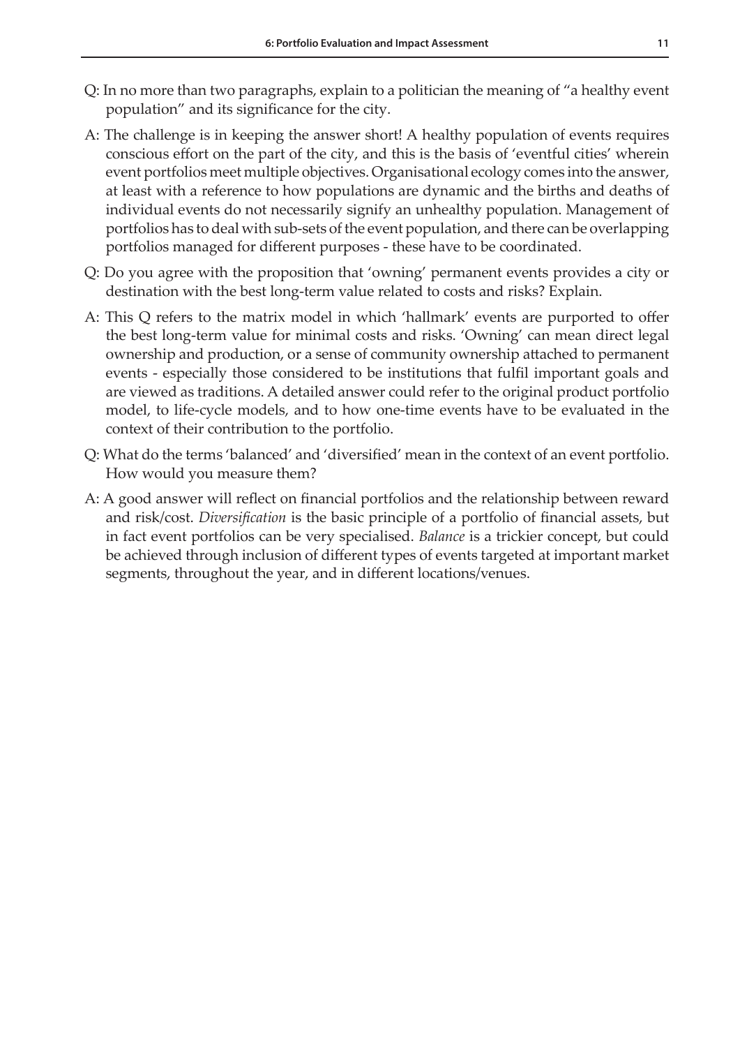Q: In no more than two paragraphs, explain to a politician the meaning of "a healthy event population" and its significance for the city.

A: The challenge is in keeping the answer short! A healthy population of events requires conscious effort on the part of the city, and this is the basis of 'eventful cities' wherein event portfolios meet multiple objectives. Organisational ecology comes into the answer, at least with a reference to how populations are dynamic and the births and deaths of individual events do not necessarily signify an unhealthy population. Management of portfolios has to deal with sub-sets of the event population, and there can be overlapping portfolios managed for different purposes - these have to be coordinated.

Q: Do you agree with the proposition that 'owning' permanent events provides a city or destination with the best long-term value related to costs and risks? Explain.

A: This Q refers to the matrix model in which 'hallmark' events are purported to offer the best long-term value for minimal costs and risks. 'Owning' can mean direct legal ownership and production, or a sense of community ownership attached to permanent events - especially those considered to be institutions that fulfil important goals and are viewed as traditions. A detailed answer could refer to the original product portfolio model, to life-cycle models, and to how one-time events have to be evaluated in the context of their contribution to the portfolio.

Q: What do the terms 'balanced' and 'diversified' mean in the context of an event portfolio. How would you measure them?

A: A good answer will reflect on financial portfolios and the relationship between reward and risk/cost. *Diversification* is the basic principle of a portfolio of financial assets, but in fact event portfolios can be very specialised. *Balance* is a trickier concept, but could be achieved through inclusion of different types of events targeted at important market segments, throughout the year, and in different locations/venues.